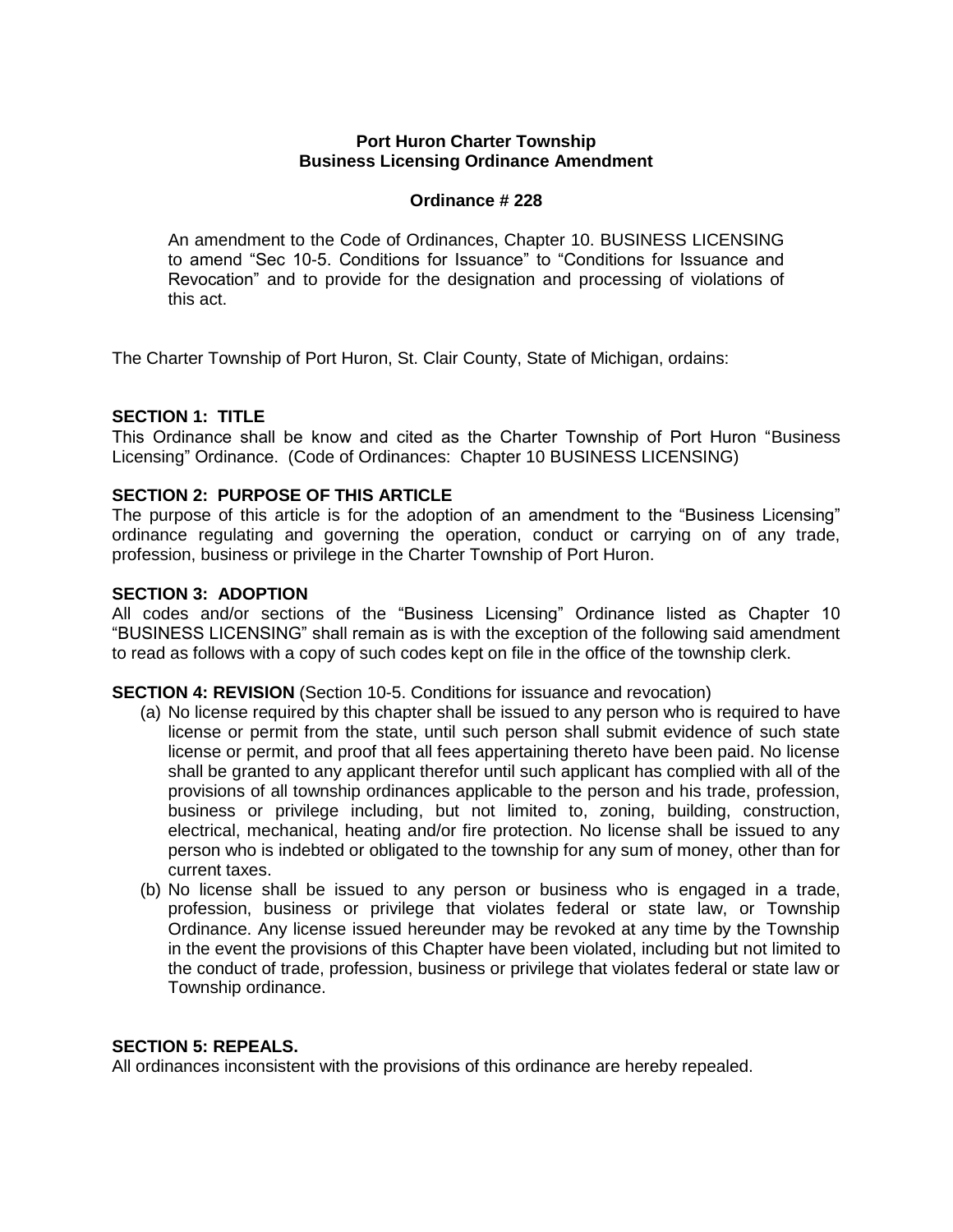**Port Huron Charter Township**
**Business Licensing Ordinance Amendment**

**Ordinance # 228**

An amendment to the Code of Ordinances, Chapter 10. BUSINESS LICENSING to amend "Sec 10-5. Conditions for Issuance" to "Conditions for Issuance and Revocation" and to provide for the designation and processing of violations of this act.

The Charter Township of Port Huron, St. Clair County, State of Michigan, ordains:

**SECTION 1: TITLE**
This Ordinance shall be know and cited as the Charter Township of Port Huron "Business Licensing" Ordinance. (Code of Ordinances: Chapter 10 BUSINESS LICENSING)

**SECTION 2: PURPOSE OF THIS ARTICLE**
The purpose of this article is for the adoption of an amendment to the "Business Licensing" ordinance regulating and governing the operation, conduct or carrying on of any trade, profession, business or privilege in the Charter Township of Port Huron.

**SECTION 3: ADOPTION**
All codes and/or sections of the "Business Licensing" Ordinance listed as Chapter 10 "BUSINESS LICENSING" shall remain as is with the exception of the following said amendment to read as follows with a copy of such codes kept on file in the office of the township clerk.

**SECTION 4: REVISION** (Section 10-5. Conditions for issuance and revocation)

(a) No license required by this chapter shall be issued to any person who is required to have license or permit from the state, until such person shall submit evidence of such state license or permit, and proof that all fees appertaining thereto have been paid. No license shall be granted to any applicant therefor until such applicant has complied with all of the provisions of all township ordinances applicable to the person and his trade, profession, business or privilege including, but not limited to, zoning, building, construction, electrical, mechanical, heating and/or fire protection. No license shall be issued to any person who is indebted or obligated to the township for any sum of money, other than for current taxes.

(b) No license shall be issued to any person or business who is engaged in a trade, profession, business or privilege that violates federal or state law, or Township Ordinance. Any license issued hereunder may be revoked at any time by the Township in the event the provisions of this Chapter have been violated, including but not limited to the conduct of trade, profession, business or privilege that violates federal or state law or Township ordinance.

**SECTION 5: REPEALS.**
All ordinances inconsistent with the provisions of this ordinance are hereby repealed.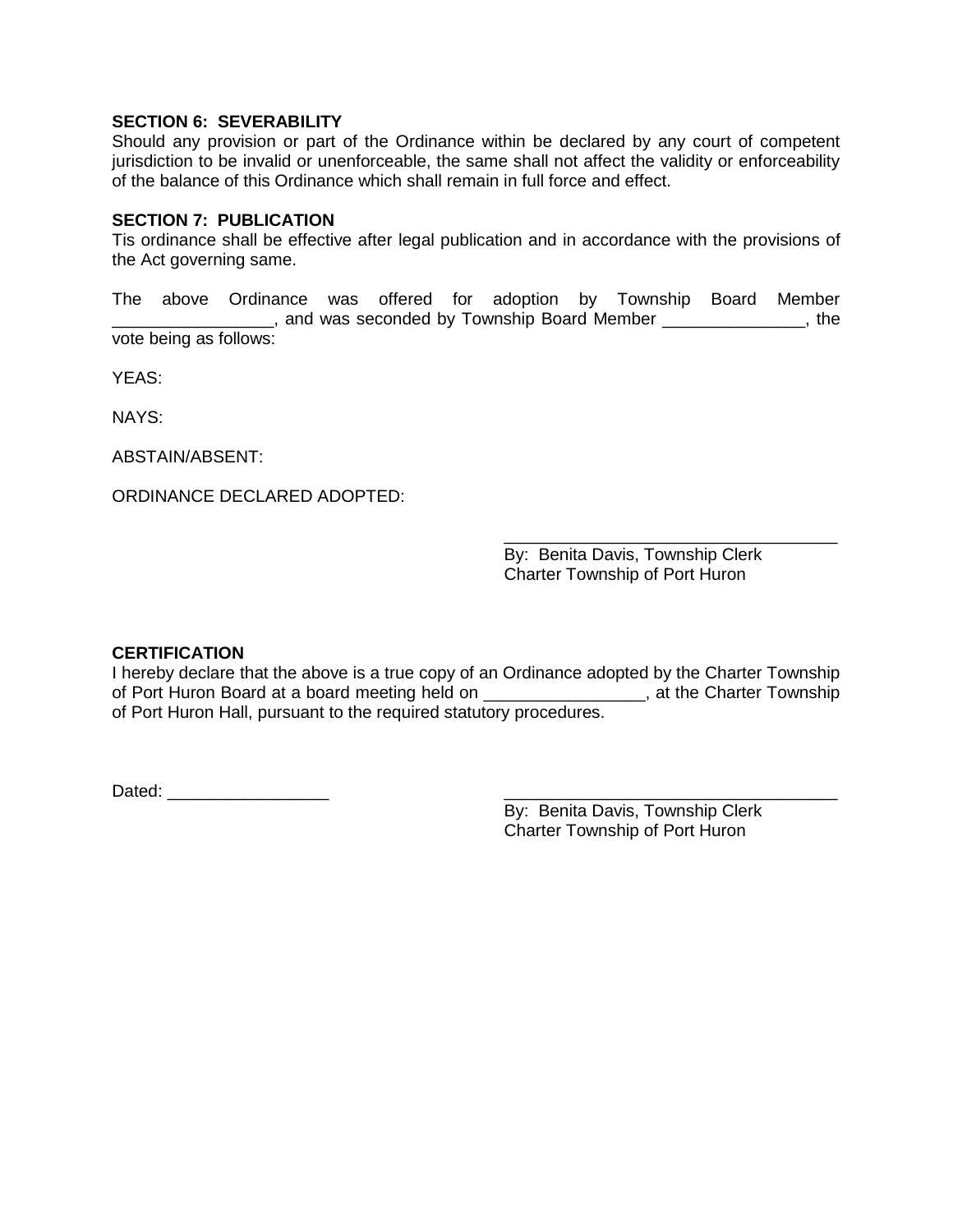**SECTION 6: SEVERABILITY**
Should any provision or part of the Ordinance within be declared by any court of competent jurisdiction to be invalid or unenforceable, the same shall not affect the validity or enforceability of the balance of this Ordinance which shall remain in full force and effect.

**SECTION 7: PUBLICATION**
Tis ordinance shall be effective after legal publication and in accordance with the provisions of the Act governing same.

The above Ordinance was offered for adoption by Township Board Member _________________, and was seconded by Township Board Member _______________, the vote being as follows:

YEAS:

NAYS:

ABSTAIN/ABSENT:

ORDINANCE DECLARED ADOPTED:

_____________________________________
By: Benita Davis, Township Clerk
Charter Township of Port Huron

**CERTIFICATION**
I hereby declare that the above is a true copy of an Ordinance adopted by the Charter Township of Port Huron Board at a board meeting held on _________________, at the Charter Township of Port Huron Hall, pursuant to the required statutory procedures.

Dated: _________________

_____________________________________
By: Benita Davis, Township Clerk
Charter Township of Port Huron